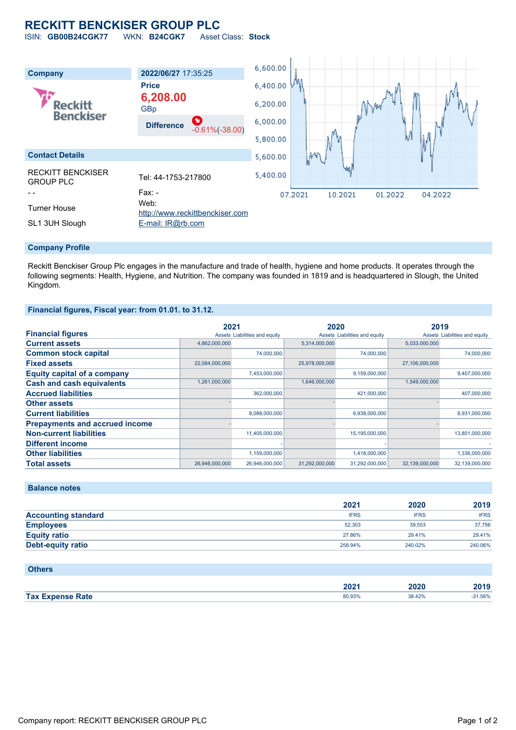# RECKITT BENCKISER GROUP PLC

ISIN: **GB00B24CGK77** WKN: **B24CGK7** Asset Class: **Stock**

| Company | 2022/06/27 17:35:25 |
|---|---|
| Reckitt Benckiser | **Price** 6,208.00 GBp |
| | **Difference** -0.61%(-38.00) |

6,600.00
6,400.00
6,200.00
6,000.00
5,800.00
5,600.00
5,400.00
07.2021 10.2021 01.2022 04.2022

## Contact Details

| | |
|---|---|
| RECKITT BENCKISER GROUP PLC | Tel: 44-1753-217800 |
| - - | Fax: - |
| Turner House | Web: http://www.reckittbenckiser.com |
| SL1 3UH Slough | E-mail: IR@rb.com |

## Company Profile

Reckitt Benckiser Group Plc engages in the manufacture and trade of health, hygiene and home products. It operates through the following segments: Health, Hygiene, and Nutrition. The company was founded in 1819 and is headquartered in Slough, the United Kingdom.

## Financial figures, Fiscal year: from 01.01. to 31.12.

| Financial figures | 2021 | | 2020 | | 2019 | |
|---|---|---|---|---|---|---|
| | Assets | Liabilities and equity | Assets | Liabilities and equity | Assets | Liabilities and equity |
| **Current assets** | 4,862,000,000 | | 5,314,000,000 | | 5,033,000,000 | |
| **Common stock capital** | | 74,000,000 | | 74,000,000 | | 74,000,000 |
| **Fixed assets** | 22,084,000,000 | | 25,978,000,000 | | 27,106,000,000 | |
| **Equity capital of a company** | | 7,453,000,000 | | 9,159,000,000 | | 9,407,000,000 |
| **Cash and cash equivalents** | 1,261,000,000 | | 1,646,000,000 | | 1,549,000,000 | |
| **Accrued liabilities** | | 362,000,000 | | 421,000,000 | | 407,000,000 |
| **Other assets** | - | | - | | - | |
| **Current liabilities** | | 8,088,000,000 | | 6,938,000,000 | | 8,931,000,000 |
| **Prepayments and accrued income** | - | | - | | - | |
| **Non-current liabilities** | | 11,405,000,000 | | 15,195,000,000 | | 13,801,000,000 |
| **Different income** | | - | | - | | - |
| **Other liabilities** | | 1,159,000,000 | | 1,418,000,000 | | 1,336,000,000 |
| **Total assets** | 26,946,000,000 | 26,946,000,000 | 31,292,000,000 | 31,292,000,000 | 32,139,000,000 | 32,139,000,000 |

## Balance notes

| | 2021 | 2020 | 2019 |
|---|---|---|---|
| **Accounting standard** | IFRS | IFRS | IFRS |
| **Employees** | 52,303 | 39,553 | 37,756 |
| **Equity ratio** | 27.86% | 29.41% | 29.41% |
| **Debt-equity ratio** | 258.94% | 240.02% | 240.06% |

## Others

| | 2021 | 2020 | 2019 |
|---|---|---|---|
| **Tax Expense Rate** | 80.93% | 38.42% | -31.56% |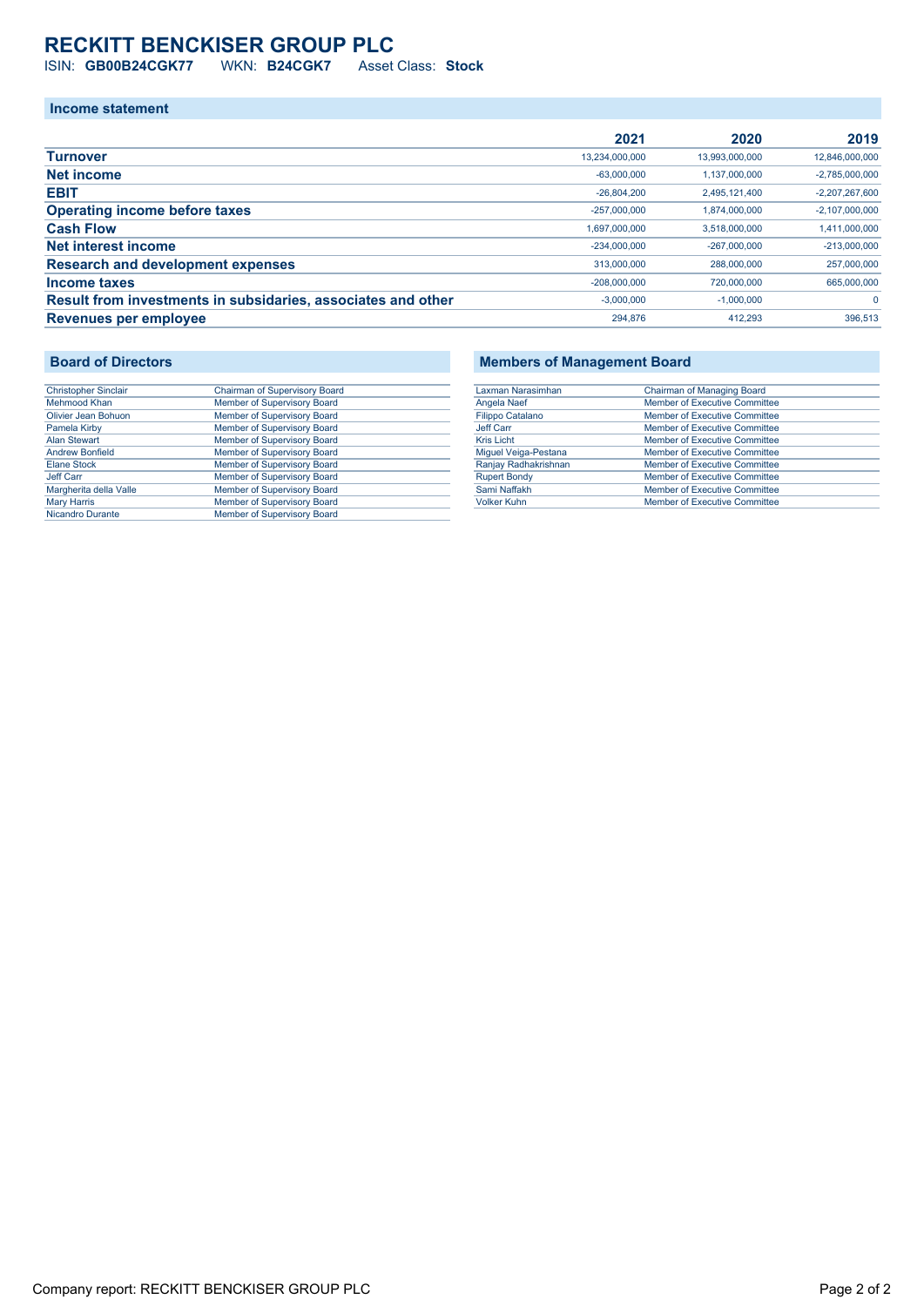# RECKITT BENCKISER GROUP PLC

ISIN: **GB00B24CGK77** WKN: **B24CGK7** Asset Class: **Stock**

## Income statement

| | 2021 | 2020 | 2019 |
|---|---|---|---|
| **Turnover** | 13,234,000,000 | 13,993,000,000 | 12,846,000,000 |
| **Net income** | -63,000,000 | 1,137,000,000 | -2,785,000,000 |
| **EBIT** | -26,804,200 | 2,495,121,400 | -2,207,267,600 |
| **Operating income before taxes** | -257,000,000 | 1,874,000,000 | -2,107,000,000 |
| **Cash Flow** | 1,697,000,000 | 3,518,000,000 | 1,411,000,000 |
| **Net interest income** | -234,000,000 | -267,000,000 | -213,000,000 |
| **Research and development expenses** | 313,000,000 | 288,000,000 | 257,000,000 |
| **Income taxes** | -208,000,000 | 720,000,000 | 665,000,000 |
| **Result from investments in subsidaries, associates and other** | -3,000,000 | -1,000,000 | 0 |
| **Revenues per employee** | 294,876 | 412,293 | 396,513 |

## Board of Directors

| | |
|---|---|
| Christopher Sinclair | Chairman of Supervisory Board |
| Mehmood Khan | Member of Supervisory Board |
| Olivier Jean Bohuon | Member of Supervisory Board |
| Pamela Kirby | Member of Supervisory Board |
| Alan Stewart | Member of Supervisory Board |
| Andrew Bonfield | Member of Supervisory Board |
| Elane Stock | Member of Supervisory Board |
| Jeff Carr | Member of Supervisory Board |
| Margherita della Valle | Member of Supervisory Board |
| Mary Harris | Member of Supervisory Board |
| Nicandro Durante | Member of Supervisory Board |

## Members of Management Board

| | |
|---|---|
| Laxman Narasimhan | Chairman of Managing Board |
| Angela Naef | Member of Executive Committee |
| Filippo Catalano | Member of Executive Committee |
| Jeff Carr | Member of Executive Committee |
| Kris Licht | Member of Executive Committee |
| Miguel Veiga-Pestana | Member of Executive Committee |
| Ranjay Radhakrishnan | Member of Executive Committee |
| Rupert Bondy | Member of Executive Committee |
| Sami Naffakh | Member of Executive Committee |
| Volker Kuhn | Member of Executive Committee |